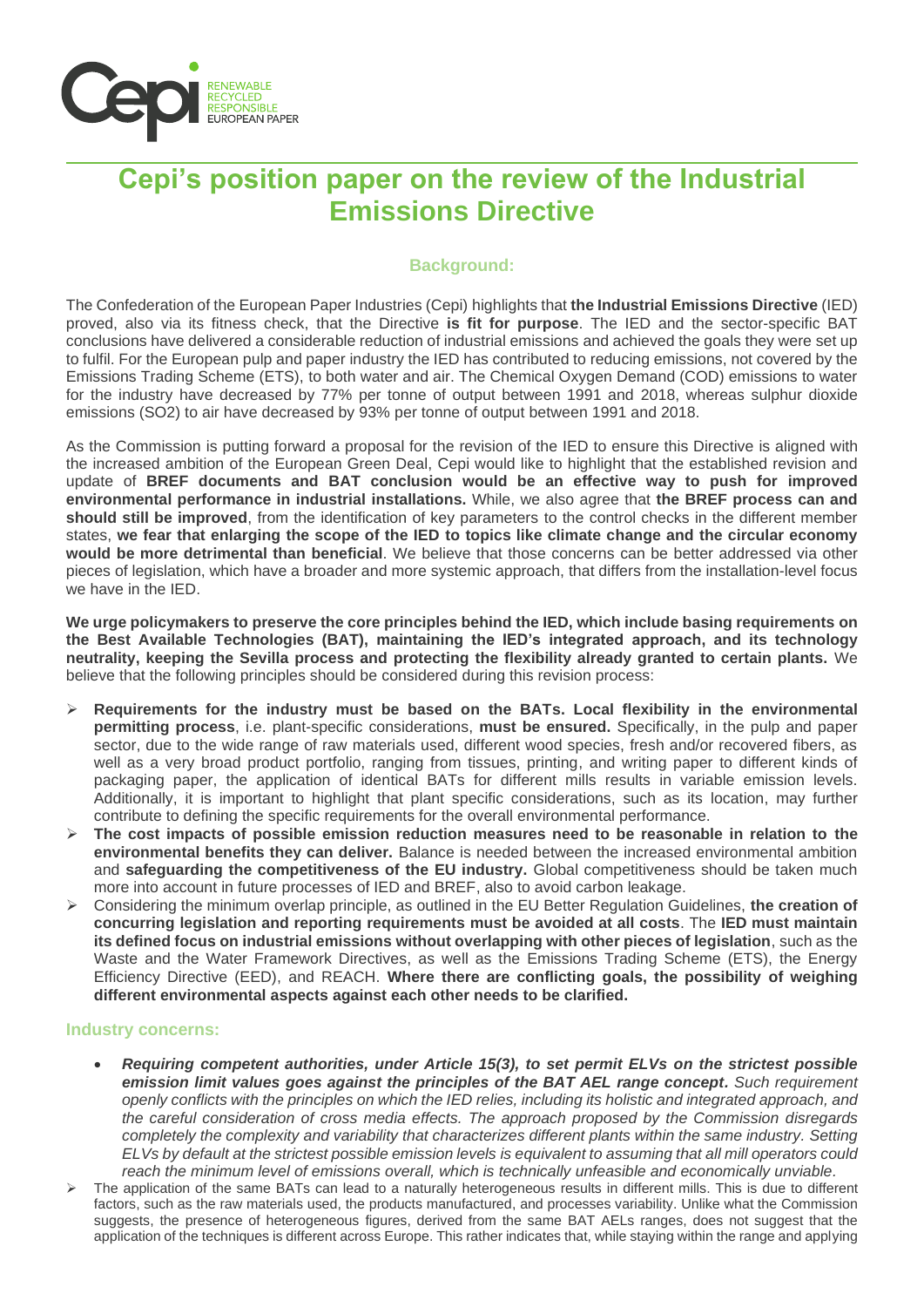RENEWABLE
RECYCLED
RESPONSIBLE
EUROPEAN PAPER

# Cepi's position paper on the review of the Industrial Emissions Directive

### Background:

The Confederation of the European Paper Industries (Cepi) highlights that **the Industrial Emissions Directive** (IED) proved, also via its fitness check, that the Directive **is fit for purpose**. The IED and the sector-specific BAT conclusions have delivered a considerable reduction of industrial emissions and achieved the goals they were set up to fulfil. For the European pulp and paper industry the IED has contributed to reducing emissions, not covered by the Emissions Trading Scheme (ETS), to both water and air. The Chemical Oxygen Demand (COD) emissions to water for the industry have decreased by 77% per tonne of output between 1991 and 2018, whereas sulphur dioxide emissions ($SO_2$) to air have decreased by 93% per tonne of output between 1991 and 2018.

As the Commission is putting forward a proposal for the revision of the IED to ensure this Directive is aligned with the increased ambition of the European Green Deal, Cepi would like to highlight that the established revision and update of **BREF documents and BAT conclusion would be an effective way to push for improved environmental performance in industrial installations.** While, we also agree that **the BREF process can and should still be improved**, from the identification of key parameters to the control checks in the different member states, **we fear that enlarging the scope of the IED to topics like climate change and the circular economy would be more detrimental than beneficial**. We believe that those concerns can be better addressed via other pieces of legislation, which have a broader and more systemic approach, that differs from the installation-level focus we have in the IED.

**We urge policymakers to preserve the core principles behind the IED, which include basing requirements on the Best Available Technologies (BAT), maintaining the IED's integrated approach, and its technology neutrality, keeping the Sevilla process and protecting the flexibility already granted to certain plants.** We believe that the following principles should be considered during this revision process:

- **Requirements for the industry must be based on the BATs. Local flexibility in the environmental permitting process**, i.e. plant-specific considerations, **must be ensured.** Specifically, in the pulp and paper sector, due to the wide range of raw materials used, different wood species, fresh and/or recovered fibers, as well as a very broad product portfolio, ranging from tissues, printing, and writing paper to different kinds of packaging paper, the application of identical BATs for different mills results in variable emission levels. Additionally, it is important to highlight that plant specific considerations, such as its location, may further contribute to defining the specific requirements for the overall environmental performance.
- **The cost impacts of possible emission reduction measures need to be reasonable in relation to the environmental benefits they can deliver.** Balance is needed between the increased environmental ambition and **safeguarding the competitiveness of the EU industry.** Global competitiveness should be taken much more into account in future processes of IED and BREF, also to avoid carbon leakage.
- Considering the minimum overlap principle, as outlined in the EU Better Regulation Guidelines, **the creation of concurring legislation and reporting requirements must be avoided at all costs**. The **IED must maintain its defined focus on industrial emissions without overlapping with other pieces of legislation**, such as the Waste and the Water Framework Directives, as well as the Emissions Trading Scheme (ETS), the Energy Efficiency Directive (EED), and REACH. **Where there are conflicting goals, the possibility of weighing different environmental aspects against each other needs to be clarified.**

### Industry concerns:

- ***Requiring competent authorities, under Article 15(3), to set permit ELVs on the strictest possible emission limit values goes against the principles of the BAT AEL range concept.*** *Such requirement openly conflicts with the principles on which the IED relies, including its holistic and integrated approach, and the careful consideration of cross media effects. The approach proposed by the Commission disregards completely the complexity and variability that characterizes different plants within the same industry. Setting ELVs by default at the strictest possible emission levels is equivalent to assuming that all mill operators could reach the minimum level of emissions overall, which is technically unfeasible and economically unviable.*

- The application of the same BATs can lead to a naturally heterogeneous results in different mills. This is due to different factors, such as the raw materials used, the products manufactured, and processes variability. Unlike what the Commission suggests, the presence of heterogeneous figures, derived from the same BAT AELs ranges, does not suggest that the application of the techniques is different across Europe. This rather indicates that, while staying within the range and applying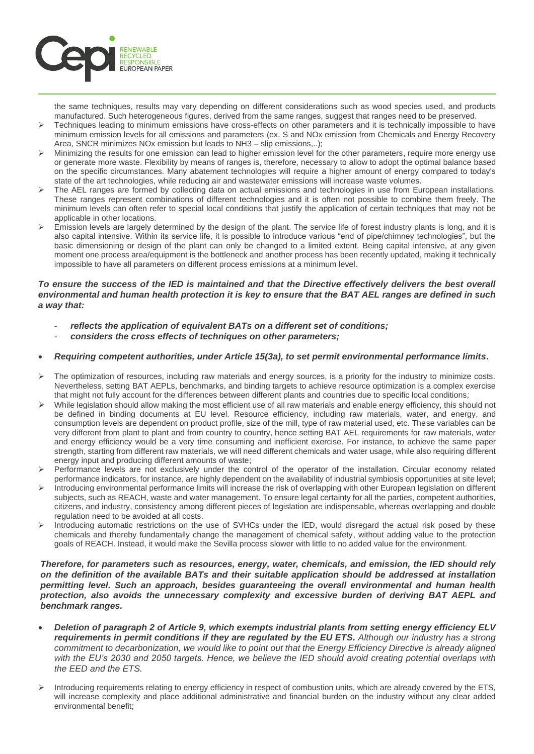the same techniques, results may vary depending on different considerations such as wood species used, and products manufactured. Such heterogeneous figures, derived from the same ranges, suggest that ranges need to be preserved.

- Techniques leading to minimum emissions have cross-effects on other parameters and it is technically impossible to have minimum emission levels for all emissions and parameters (ex. S and NOx emission from Chemicals and Energy Recovery Area, SNCR minimizes NOx emission but leads to NH3 – slip emissions,..);
- Minimizing the results for one emission can lead to higher emission level for the other parameters, require more energy use or generate more waste. Flexibility by means of ranges is, therefore, necessary to allow to adopt the optimal balance based on the specific circumstances. Many abatement technologies will require a higher amount of energy compared to today's state of the art technologies, while reducing air and wastewater emissions will increase waste volumes.
- The AEL ranges are formed by collecting data on actual emissions and technologies in use from European installations. These ranges represent combinations of different technologies and it is often not possible to combine them freely. The minimum levels can often refer to special local conditions that justify the application of certain techniques that may not be applicable in other locations.
- Emission levels are largely determined by the design of the plant. The service life of forest industry plants is long, and it is also capital intensive. Within its service life, it is possible to introduce various "end of pipe/chimney technologies", but the basic dimensioning or design of the plant can only be changed to a limited extent. Being capital intensive, at any given moment one process area/equipment is the bottleneck and another process has been recently updated, making it technically impossible to have all parameters on different process emissions at a minimum level.

***To ensure the success of the IED is maintained and that the Directive effectively delivers the best overall environmental and human health protection it is key to ensure that the BAT AEL ranges are defined in such a way that:***

- ***reflects the application of equivalent BATs on a different set of conditions;***
- ***considers the cross effects of techniques on other parameters;***

- ***Requiring competent authorities, under Article 15(3a), to set permit environmental performance limits.***

- The optimization of resources, including raw materials and energy sources, is a priority for the industry to minimize costs. Nevertheless, setting BAT AEPLs, benchmarks, and binding targets to achieve resource optimization is a complex exercise that might not fully account for the differences between different plants and countries due to specific local conditions*;*
- While legislation should allow making the most efficient use of all raw materials and enable energy efficiency, this should not be defined in binding documents at EU level. Resource efficiency, including raw materials, water, and energy, and consumption levels are dependent on product profile, size of the mill, type of raw material used, etc. These variables can be very different from plant to plant and from country to country, hence setting BAT AEL requirements for raw materials, water and energy efficiency would be a very time consuming and inefficient exercise. For instance, to achieve the same paper strength, starting from different raw materials, we will need different chemicals and water usage, while also requiring different energy input and producing different amounts of waste;
- Performance levels are not exclusively under the control of the operator of the installation. Circular economy related performance indicators, for instance, are highly dependent on the availability of industrial symbiosis opportunities at site level;
- Introducing environmental performance limits will increase the risk of overlapping with other European legislation on different subjects, such as REACH, waste and water management. To ensure legal certainty for all the parties, competent authorities, citizens, and industry, consistency among different pieces of legislation are indispensable, whereas overlapping and double regulation need to be avoided at all costs.
- Introducing automatic restrictions on the use of SVHCs under the IED, would disregard the actual risk posed by these chemicals and thereby fundamentally change the management of chemical safety, without adding value to the protection goals of REACH. Instead, it would make the Sevilla process slower with little to no added value for the environment.

***Therefore, for parameters such as resources, energy, water, chemicals, and emission, the IED should rely on the definition of the available BATs and their suitable application should be addressed at installation permitting level. Such an approach, besides guaranteeing the overall environmental and human health protection, also avoids the unnecessary complexity and excessive burden of deriving BAT AEPL and benchmark ranges.***

- ***Deletion of paragraph 2 of Article 9, which exempts industrial plants from setting energy efficiency ELV requirements in permit conditions if they are regulated by the EU ETS.*** *Although our industry has a strong commitment to decarbonization, we would like to point out that the Energy Efficiency Directive is already aligned with the EU's 2030 and 2050 targets. Hence, we believe the IED should avoid creating potential overlaps with the EED and the ETS.*

- Introducing requirements relating to energy efficiency in respect of combustion units, which are already covered by the ETS, will increase complexity and place additional administrative and financial burden on the industry without any clear added environmental benefit;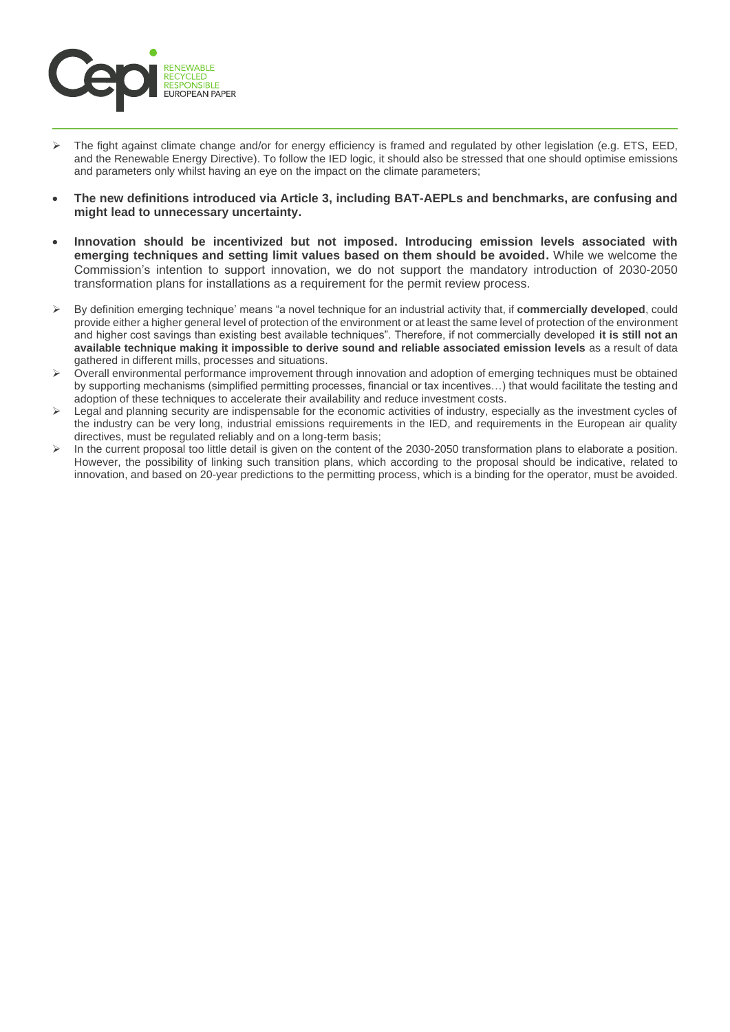- The fight against climate change and/or for energy efficiency is framed and regulated by other legislation (e.g. ETS, EED, and the Renewable Energy Directive). To follow the IED logic, it should also be stressed that one should optimise emissions and parameters only whilst having an eye on the impact on the climate parameters;

- **The new definitions introduced via Article 3, including BAT-AEPLs and benchmarks, are confusing and might lead to unnecessary uncertainty.**

- **Innovation should be incentivized but not imposed. Introducing emission levels associated with emerging techniques and setting limit values based on them should be avoided.** While we welcome the Commission's intention to support innovation, we do not support the mandatory introduction of 2030-2050 transformation plans for installations as a requirement for the permit review process.

- By definition emerging technique' means "a novel technique for an industrial activity that, if **commercially developed**, could provide either a higher general level of protection of the environment or at least the same level of protection of the environment and higher cost savings than existing best available techniques". Therefore, if not commercially developed **it is still not an available technique making it impossible to derive sound and reliable associated emission levels** as a result of data gathered in different mills, processes and situations.
- Overall environmental performance improvement through innovation and adoption of emerging techniques must be obtained by supporting mechanisms (simplified permitting processes, financial or tax incentives…) that would facilitate the testing and adoption of these techniques to accelerate their availability and reduce investment costs.
- Legal and planning security are indispensable for the economic activities of industry, especially as the investment cycles of the industry can be very long, industrial emissions requirements in the IED, and requirements in the European air quality directives, must be regulated reliably and on a long-term basis;
- In the current proposal too little detail is given on the content of the 2030-2050 transformation plans to elaborate a position. However, the possibility of linking such transition plans, which according to the proposal should be indicative, related to innovation, and based on 20-year predictions to the permitting process, which is a binding for the operator, must be avoided.